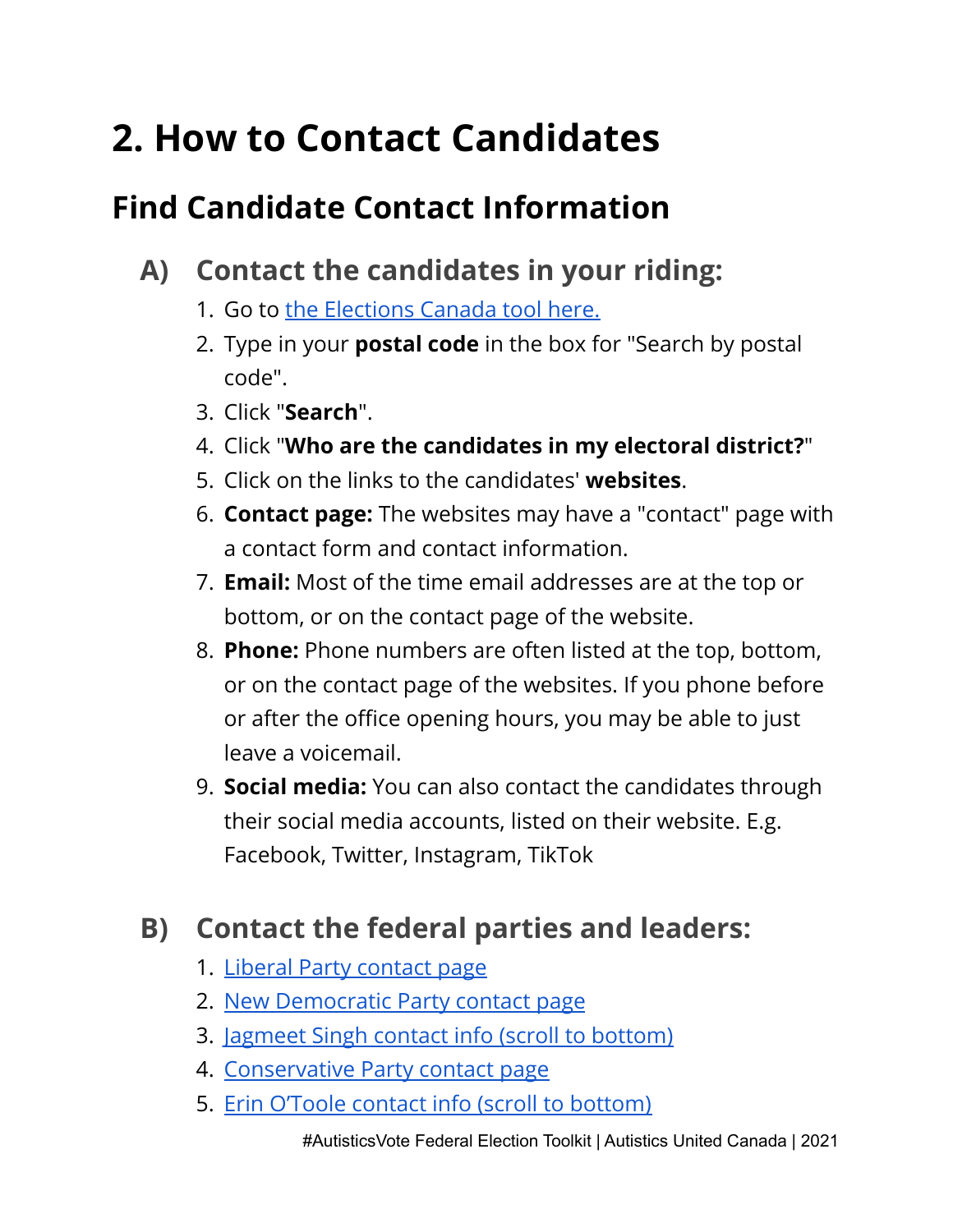# 2. How to Contact Candidates

## Find Candidate Contact Information

### A) Contact the candidates in your riding:

1. Go to the Elections Canada tool here.
2. Type in your **postal code** in the box for "Search by postal code".
3. Click "**Search**".
4. Click "**Who are the candidates in my electoral district?**"
5. Click on the links to the candidates' **websites**.
6. **Contact page:** The websites may have a "contact" page with a contact form and contact information.
7. **Email:** Most of the time email addresses are at the top or bottom, or on the contact page of the website.
8. **Phone:** Phone numbers are often listed at the top, bottom, or on the contact page of the websites. If you phone before or after the office opening hours, you may be able to just leave a voicemail.
9. **Social media:** You can also contact the candidates through their social media accounts, listed on their website. E.g. Facebook, Twitter, Instagram, TikTok

### B) Contact the federal parties and leaders:

1. Liberal Party contact page
2. New Democratic Party contact page
3. Jagmeet Singh contact info (scroll to bottom)
4. Conservative Party contact page
5. Erin O'Toole contact info (scroll to bottom)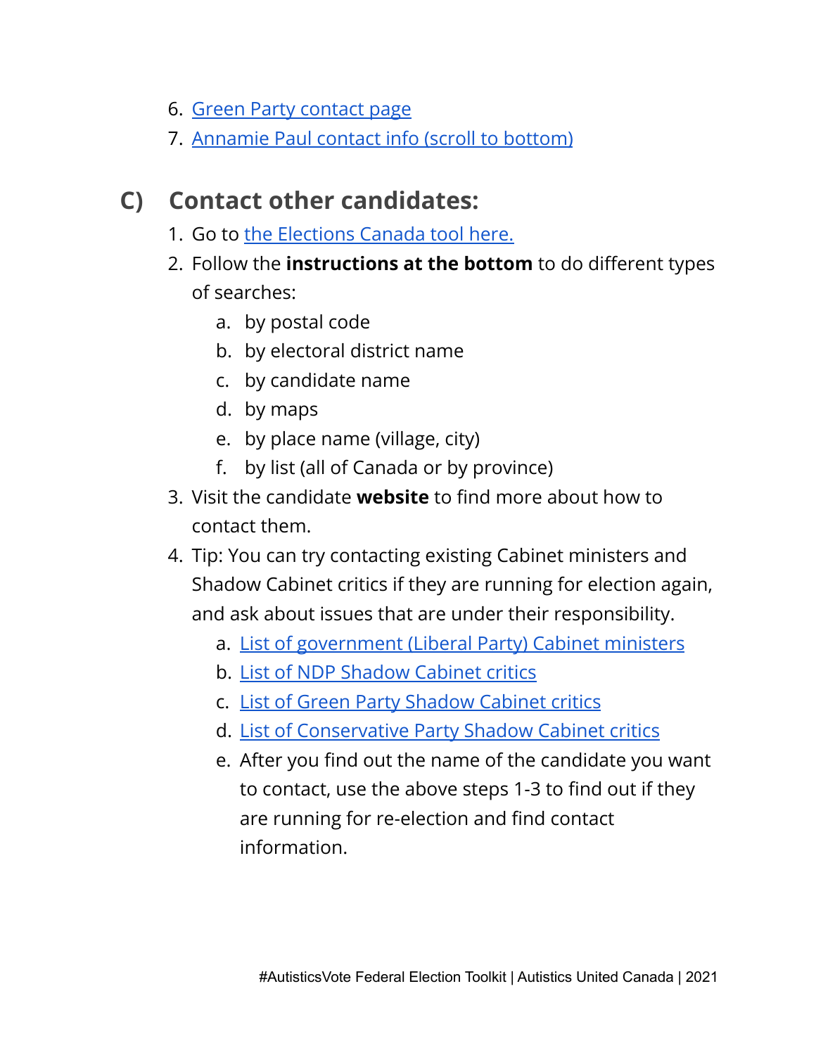6. Green Party contact page
7. Annamie Paul contact info (scroll to bottom)

## C) Contact other candidates:

1. Go to the Elections Canada tool here.
2. Follow the **instructions at the bottom** to do different types of searches:
   a. by postal code
   b. by electoral district name
   c. by candidate name
   d. by maps
   e. by place name (village, city)
   f. by list (all of Canada or by province)
3. Visit the candidate **website** to find more about how to contact them.
4. Tip: You can try contacting existing Cabinet ministers and Shadow Cabinet critics if they are running for election again, and ask about issues that are under their responsibility.
   a. List of government (Liberal Party) Cabinet ministers
   b. List of NDP Shadow Cabinet critics
   c. List of Green Party Shadow Cabinet critics
   d. List of Conservative Party Shadow Cabinet critics
   e. After you find out the name of the candidate you want to contact, use the above steps 1-3 to find out if they are running for re-election and find contact information.